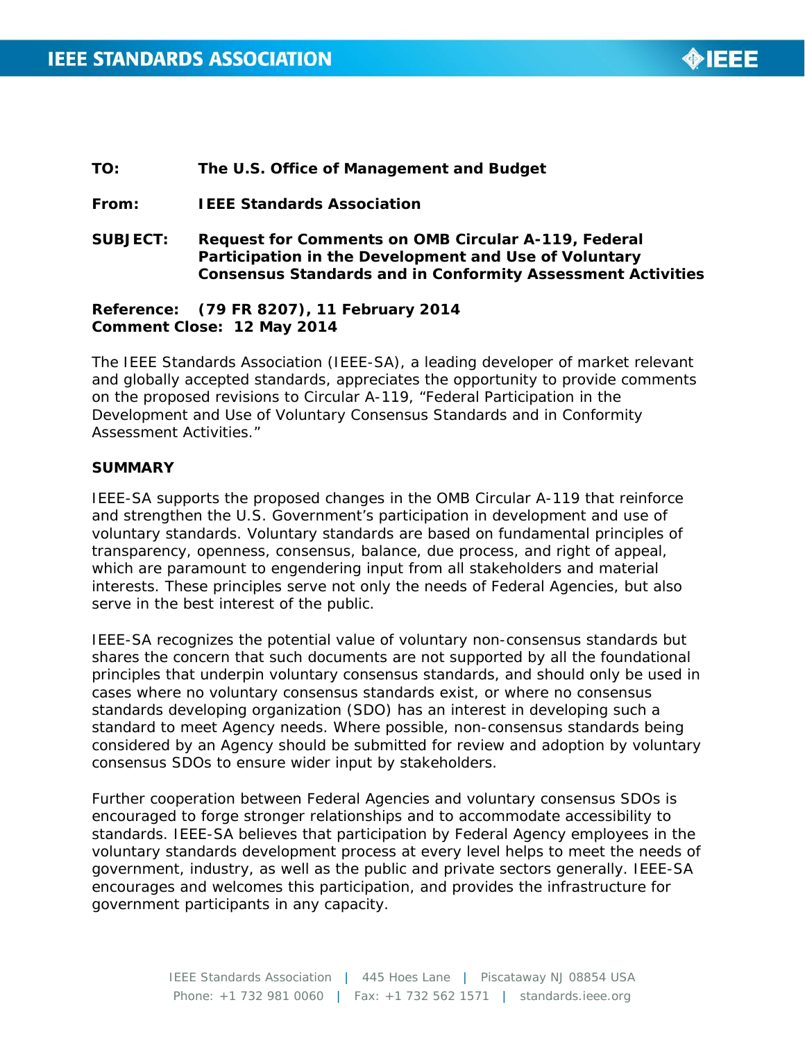**TO:** **The U.S. Office of Management and Budget**

**From:** **IEEE Standards Association**

**SUBJECT:** **Request for Comments on OMB Circular A-119, Federal Participation in the Development and Use of Voluntary Consensus Standards and in Conformity Assessment Activities**

**Reference: (79 FR 8207), 11 February 2014**
**Comment Close: 12 May 2014**

The IEEE Standards Association (IEEE-SA), a leading developer of market relevant and globally accepted standards, appreciates the opportunity to provide comments on the proposed revisions to Circular A-119, "Federal Participation in the Development and Use of Voluntary Consensus Standards and in Conformity Assessment Activities."

## SUMMARY

IEEE-SA supports the proposed changes in the OMB Circular A-119 that reinforce and strengthen the U.S. Government's participation in development and use of voluntary standards. Voluntary standards are based on fundamental principles of transparency, openness, consensus, balance, due process, and right of appeal, which are paramount to engendering input from all stakeholders and material interests. These principles serve not only the needs of Federal Agencies, but also serve in the best interest of the public.

IEEE-SA recognizes the potential value of voluntary non-consensus standards but shares the concern that such documents are not supported by all the foundational principles that underpin voluntary consensus standards, and should only be used in cases where no voluntary consensus standards exist, or where no consensus standards developing organization (SDO) has an interest in developing such a standard to meet Agency needs. Where possible, non-consensus standards being considered by an Agency should be submitted for review and adoption by voluntary consensus SDOs to ensure wider input by stakeholders.

Further cooperation between Federal Agencies and voluntary consensus SDOs is encouraged to forge stronger relationships and to accommodate accessibility to standards. IEEE-SA believes that participation by Federal Agency employees in the voluntary standards development process at every level helps to meet the needs of government, industry, as well as the public and private sectors generally. IEEE-SA encourages and welcomes this participation, and provides the infrastructure for government participants in any capacity.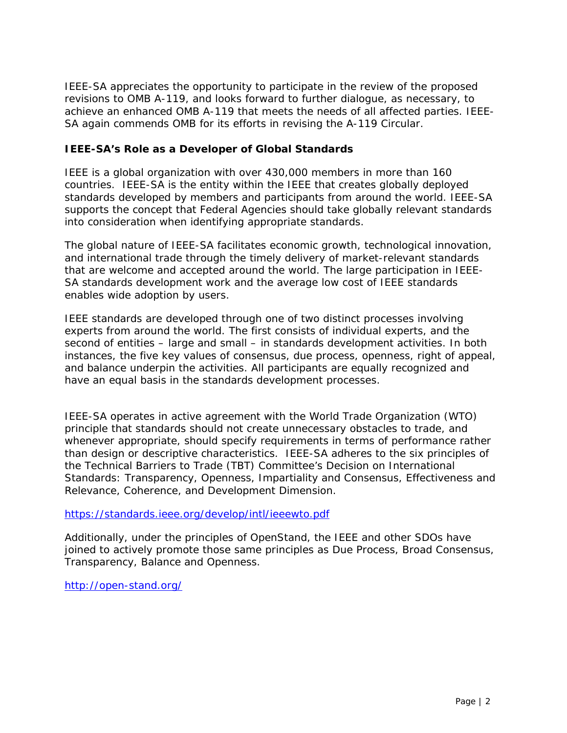IEEE-SA appreciates the opportunity to participate in the review of the proposed revisions to OMB A-119, and looks forward to further dialogue, as necessary, to achieve an enhanced OMB A-119 that meets the needs of all affected parties. IEEE-SA again commends OMB for its efforts in revising the A-119 Circular.

**IEEE-SA's Role as a Developer of Global Standards**

IEEE is a global organization with over 430,000 members in more than 160 countries. IEEE-SA is the entity within the IEEE that creates globally deployed standards developed by members and participants from around the world. IEEE-SA supports the concept that Federal Agencies should take globally relevant standards into consideration when identifying appropriate standards.

The global nature of IEEE-SA facilitates economic growth, technological innovation, and international trade through the timely delivery of market-relevant standards that are welcome and accepted around the world. The large participation in IEEE-SA standards development work and the average low cost of IEEE standards enables wide adoption by users.

IEEE standards are developed through one of two distinct processes involving experts from around the world. The first consists of individual experts, and the second of entities – large and small – in standards development activities. In both instances, the five key values of consensus, due process, openness, right of appeal, and balance underpin the activities. All participants are equally recognized and have an equal basis in the standards development processes.

IEEE-SA operates in active agreement with the World Trade Organization (WTO) principle that standards should not create unnecessary obstacles to trade, and whenever appropriate, should specify requirements in terms of performance rather than design or descriptive characteristics. IEEE-SA adheres to the six principles of the Technical Barriers to Trade (TBT) Committee's Decision on International Standards: Transparency, Openness, Impartiality and Consensus, Effectiveness and Relevance, Coherence, and Development Dimension.

https://standards.ieee.org/develop/intl/ieeewto.pdf

Additionally, under the principles of OpenStand, the IEEE and other SDOs have joined to actively promote those same principles as Due Process, Broad Consensus, Transparency, Balance and Openness.

http://open-stand.org/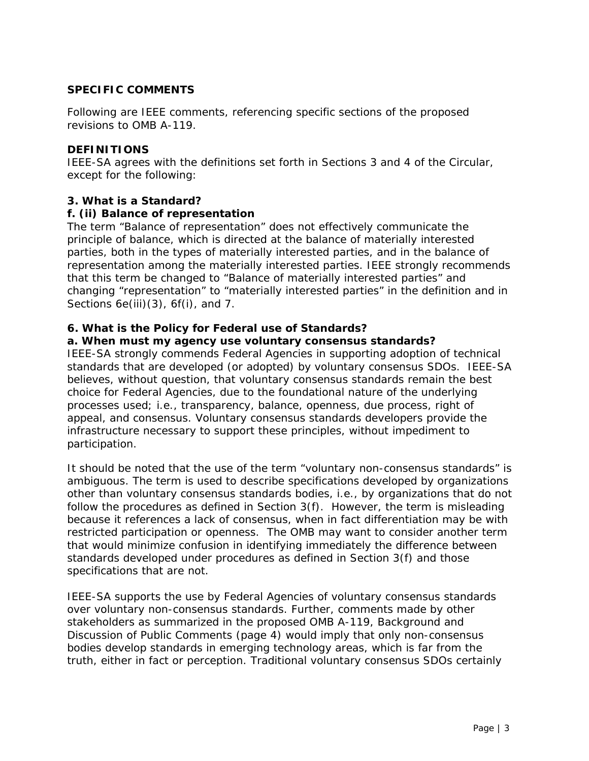## SPECIFIC COMMENTS

Following are IEEE comments, referencing specific sections of the proposed revisions to OMB A-119.

### DEFINITIONS

IEEE-SA agrees with the definitions set forth in Sections 3 and 4 of the Circular, except for the following:

### 3. What is a Standard?

#### f. (ii) Balance of representation

The term "Balance of representation" does not effectively communicate the principle of balance, which is directed at the balance of materially interested parties, both in the types of materially interested parties, and in the balance of representation among the materially interested parties. IEEE strongly recommends that this term be changed to "Balance of materially interested parties" and changing "representation" to "materially interested parties" in the definition and in Sections 6e(iii)(3), 6f(i), and 7.

### 6. What is the Policy for Federal use of Standards?

#### a. When must my agency use voluntary consensus standards?

IEEE-SA strongly commends Federal Agencies in supporting adoption of technical standards that are developed (or adopted) by voluntary consensus SDOs. IEEE-SA believes, without question, that voluntary consensus standards remain the best choice for Federal Agencies, due to the foundational nature of the underlying processes used; i.e., transparency, balance, openness, due process, right of appeal, and consensus. Voluntary consensus standards developers provide the infrastructure necessary to support these principles, without impediment to participation.

It should be noted that the use of the term "voluntary non-consensus standards" is ambiguous. The term is used to describe specifications developed by organizations other than voluntary consensus standards bodies, i.e., by organizations that do not follow the procedures as defined in Section 3(f). However, the term is misleading because it references a lack of consensus, when in fact differentiation may be with restricted participation or openness. The OMB may want to consider another term that would minimize confusion in identifying immediately the difference between standards developed under procedures as defined in Section 3(f) and those specifications that are not.

IEEE-SA supports the use by Federal Agencies of voluntary consensus standards over voluntary non-consensus standards. Further, comments made by other stakeholders as summarized in the proposed OMB A-119, Background and Discussion of Public Comments (page 4) would imply that only non-consensus bodies develop standards in emerging technology areas, which is far from the truth, either in fact or perception. Traditional voluntary consensus SDOs certainly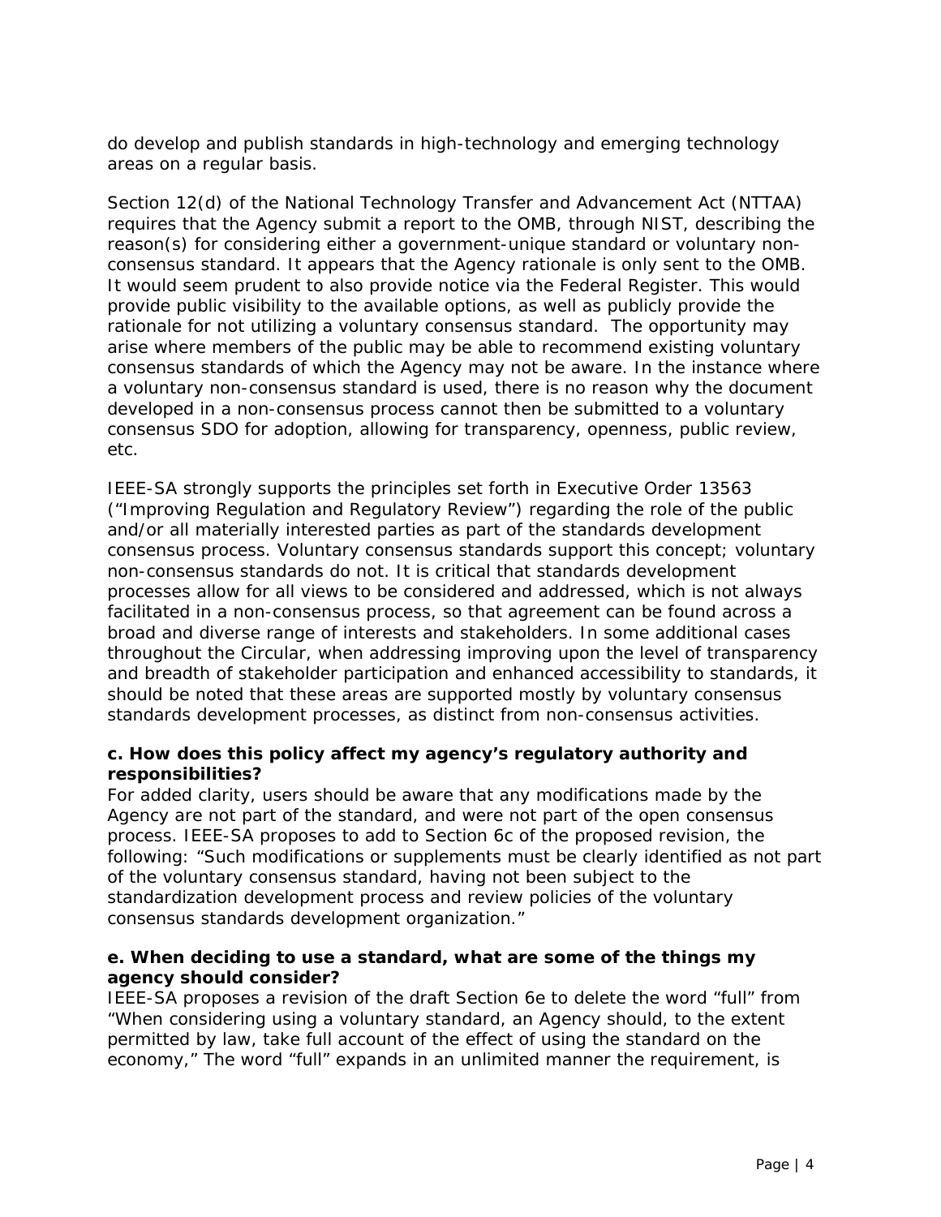do develop and publish standards in high-technology and emerging technology areas on a regular basis.

Section 12(d) of the National Technology Transfer and Advancement Act (NTTAA) requires that the Agency submit a report to the OMB, through NIST, describing the reason(s) for considering either a government-unique standard or voluntary non-consensus standard. It appears that the Agency rationale is only sent to the OMB. It would seem prudent to also provide notice via the Federal Register. This would provide public visibility to the available options, as well as publicly provide the rationale for not utilizing a voluntary consensus standard. The opportunity may arise where members of the public may be able to recommend existing voluntary consensus standards of which the Agency may not be aware. In the instance where a voluntary non-consensus standard is used, there is no reason why the document developed in a non-consensus process cannot then be submitted to a voluntary consensus SDO for adoption, allowing for transparency, openness, public review, etc.

IEEE-SA strongly supports the principles set forth in Executive Order 13563 ("Improving Regulation and Regulatory Review") regarding the role of the public and/or all materially interested parties as part of the standards development consensus process. Voluntary consensus standards support this concept; voluntary non-consensus standards do not. It is critical that standards development processes allow for all views to be considered and addressed, which is not always facilitated in a non-consensus process, so that agreement can be found across a broad and diverse range of interests and stakeholders. In some additional cases throughout the Circular, when addressing improving upon the level of transparency and breadth of stakeholder participation and enhanced accessibility to standards, it should be noted that these areas are supported mostly by voluntary consensus standards development processes, as distinct from non-consensus activities.

**c. How does this policy affect my agency's regulatory authority and responsibilities?**

For added clarity, users should be aware that any modifications made by the Agency are not part of the standard, and were not part of the open consensus process. IEEE-SA proposes to add to Section 6c of the proposed revision, the following: "Such modifications or supplements must be clearly identified as not part of the voluntary consensus standard, having not been subject to the standardization development process and review policies of the voluntary consensus standards development organization."

**e. When deciding to use a standard, what are some of the things my agency should consider?**

IEEE-SA proposes a revision of the draft Section 6e to delete the word "full" from "When considering using a voluntary standard, an Agency should, to the extent permitted by law, take full account of the effect of using the standard on the economy," The word "full" expands in an unlimited manner the requirement, is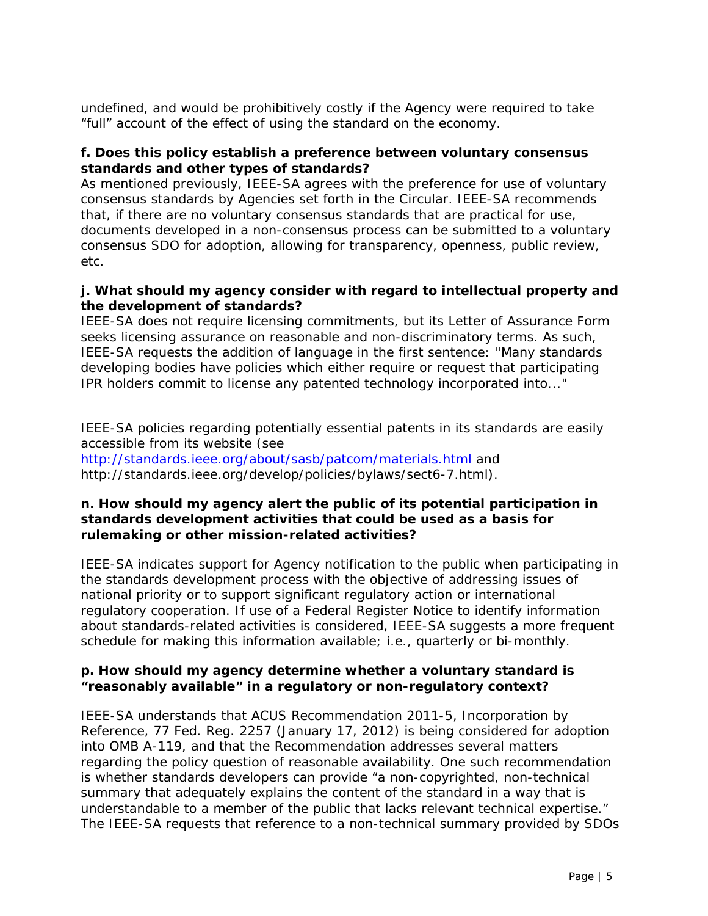undefined, and would be prohibitively costly if the Agency were required to take "full" account of the effect of using the standard on the economy.

**f. Does this policy establish a preference between voluntary consensus standards and other types of standards?**

As mentioned previously, IEEE-SA agrees with the preference for use of voluntary consensus standards by Agencies set forth in the Circular. IEEE-SA recommends that, if there are no voluntary consensus standards that are practical for use, documents developed in a non-consensus process can be submitted to a voluntary consensus SDO for adoption, allowing for transparency, openness, public review, etc.

**j. What should my agency consider with regard to intellectual property and the development of standards?**

IEEE-SA does not require licensing commitments, but its Letter of Assurance Form seeks licensing assurance on reasonable and non-discriminatory terms. As such, IEEE-SA requests the addition of language in the first sentence: "Many standards developing bodies have policies which <u>either</u> require <u>or request that</u> participating IPR holders commit to license any patented technology incorporated into..."

IEEE-SA policies regarding potentially essential patents in its standards are easily accessible from its website (see http://standards.ieee.org/about/sasb/patcom/materials.html and http://standards.ieee.org/develop/policies/bylaws/sect6-7.html).

**n. How should my agency alert the public of its potential participation in standards development activities that could be used as a basis for rulemaking or other mission-related activities?**

IEEE-SA indicates support for Agency notification to the public when participating in the standards development process with the objective of addressing issues of national priority or to support significant regulatory action or international regulatory cooperation. If use of a Federal Register Notice to identify information about standards-related activities is considered, IEEE-SA suggests a more frequent schedule for making this information available; i.e., quarterly or bi-monthly.

**p. How should my agency determine whether a voluntary standard is "reasonably available" in a regulatory or non-regulatory context?**

IEEE-SA understands that ACUS Recommendation 2011-5, Incorporation by Reference, 77 Fed. Reg. 2257 (January 17, 2012) is being considered for adoption into OMB A-119, and that the Recommendation addresses several matters regarding the policy question of reasonable availability. One such recommendation is whether standards developers can provide "a non-copyrighted, non-technical summary that adequately explains the content of the standard in a way that is understandable to a member of the public that lacks relevant technical expertise." The IEEE-SA requests that reference to a non-technical summary provided by SDOs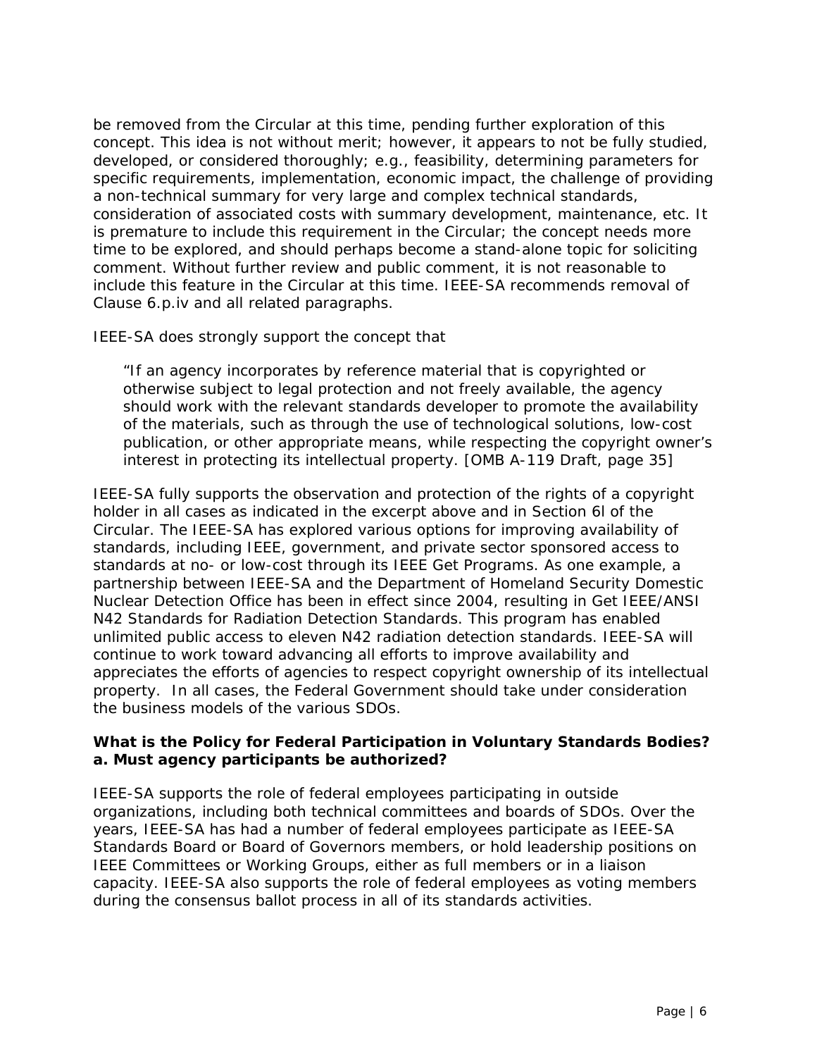be removed from the Circular at this time, pending further exploration of this concept. This idea is not without merit; however, it appears to not be fully studied, developed, or considered thoroughly; e.g., feasibility, determining parameters for specific requirements, implementation, economic impact, the challenge of providing a non-technical summary for very large and complex technical standards, consideration of associated costs with summary development, maintenance, etc. It is premature to include this requirement in the Circular; the concept needs more time to be explored, and should perhaps become a stand-alone topic for soliciting comment. Without further review and public comment, it is not reasonable to include this feature in the Circular at this time. IEEE-SA recommends removal of Clause 6.p.iv and all related paragraphs.

IEEE-SA does strongly support the concept that

> "If an agency incorporates by reference material that is copyrighted or otherwise subject to legal protection and not freely available, the agency should work with the relevant standards developer to promote the availability of the materials, such as through the use of technological solutions, low-cost publication, or other appropriate means, while respecting the copyright owner's interest in protecting its intellectual property. [OMB A-119 Draft, page 35]

IEEE-SA fully supports the observation and protection of the rights of a copyright holder in all cases as indicated in the excerpt above and in Section 6l of the Circular. The IEEE-SA has explored various options for improving availability of standards, including IEEE, government, and private sector sponsored access to standards at no- or low-cost through its IEEE Get Programs. As one example, a partnership between IEEE-SA and the Department of Homeland Security Domestic Nuclear Detection Office has been in effect since 2004, resulting in Get IEEE/ANSI N42 Standards for Radiation Detection Standards. This program has enabled unlimited public access to eleven N42 radiation detection standards. IEEE-SA will continue to work toward advancing all efforts to improve availability and appreciates the efforts of agencies to respect copyright ownership of its intellectual property. In all cases, the Federal Government should take under consideration the business models of the various SDOs.

**What is the Policy for Federal Participation in Voluntary Standards Bodies? a. Must agency participants be authorized?**

IEEE-SA supports the role of federal employees participating in outside organizations, including both technical committees and boards of SDOs. Over the years, IEEE-SA has had a number of federal employees participate as IEEE-SA Standards Board or Board of Governors members, or hold leadership positions on IEEE Committees or Working Groups, either as full members or in a liaison capacity. IEEE-SA also supports the role of federal employees as voting members during the consensus ballot process in all of its standards activities.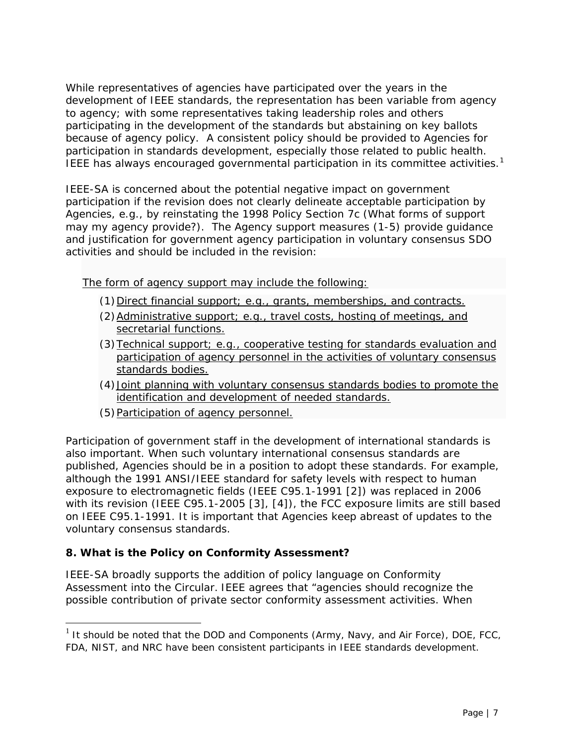While representatives of agencies have participated over the years in the development of IEEE standards, the representation has been variable from agency to agency; with some representatives taking leadership roles and others participating in the development of the standards but abstaining on key ballots because of agency policy. A consistent policy should be provided to Agencies for participation in standards development, especially those related to public health. IEEE has always encouraged governmental participation in its committee activities.[1]

IEEE-SA is concerned about the potential negative impact on government participation if the revision does not clearly delineate acceptable participation by Agencies, e.g., by reinstating the 1998 Policy Section 7c (What forms of support may my agency provide?). The Agency support measures (1-5) provide guidance and justification for government agency participation in voluntary consensus SDO activities and should be included in the revision:

> The form of agency support may include the following:
>
> (1) Direct financial support; e.g., grants, memberships, and contracts.
> (2) Administrative support; e.g., travel costs, hosting of meetings, and secretarial functions.
> (3) Technical support; e.g., cooperative testing for standards evaluation and participation of agency personnel in the activities of voluntary consensus standards bodies.
> (4) Joint planning with voluntary consensus standards bodies to promote the identification and development of needed standards.
> (5) Participation of agency personnel.

Participation of government staff in the development of international standards is also important. When such voluntary international consensus standards are published, Agencies should be in a position to adopt these standards. For example, although the 1991 ANSI/IEEE standard for safety levels with respect to human exposure to electromagnetic fields (IEEE C95.1-1991 [2]) was replaced in 2006 with its revision (IEEE C95.1-2005 [3], [4]), the FCC exposure limits are still based on IEEE C95.1-1991. It is important that Agencies keep abreast of updates to the voluntary consensus standards.

**8. What is the Policy on Conformity Assessment?**

IEEE-SA broadly supports the addition of policy language on Conformity Assessment into the Circular. IEEE agrees that "agencies should recognize the possible contribution of private sector conformity assessment activities. When

---

[1] It should be noted that the DOD and Components (Army, Navy, and Air Force), DOE, FCC, FDA, NIST, and NRC have been consistent participants in IEEE standards development.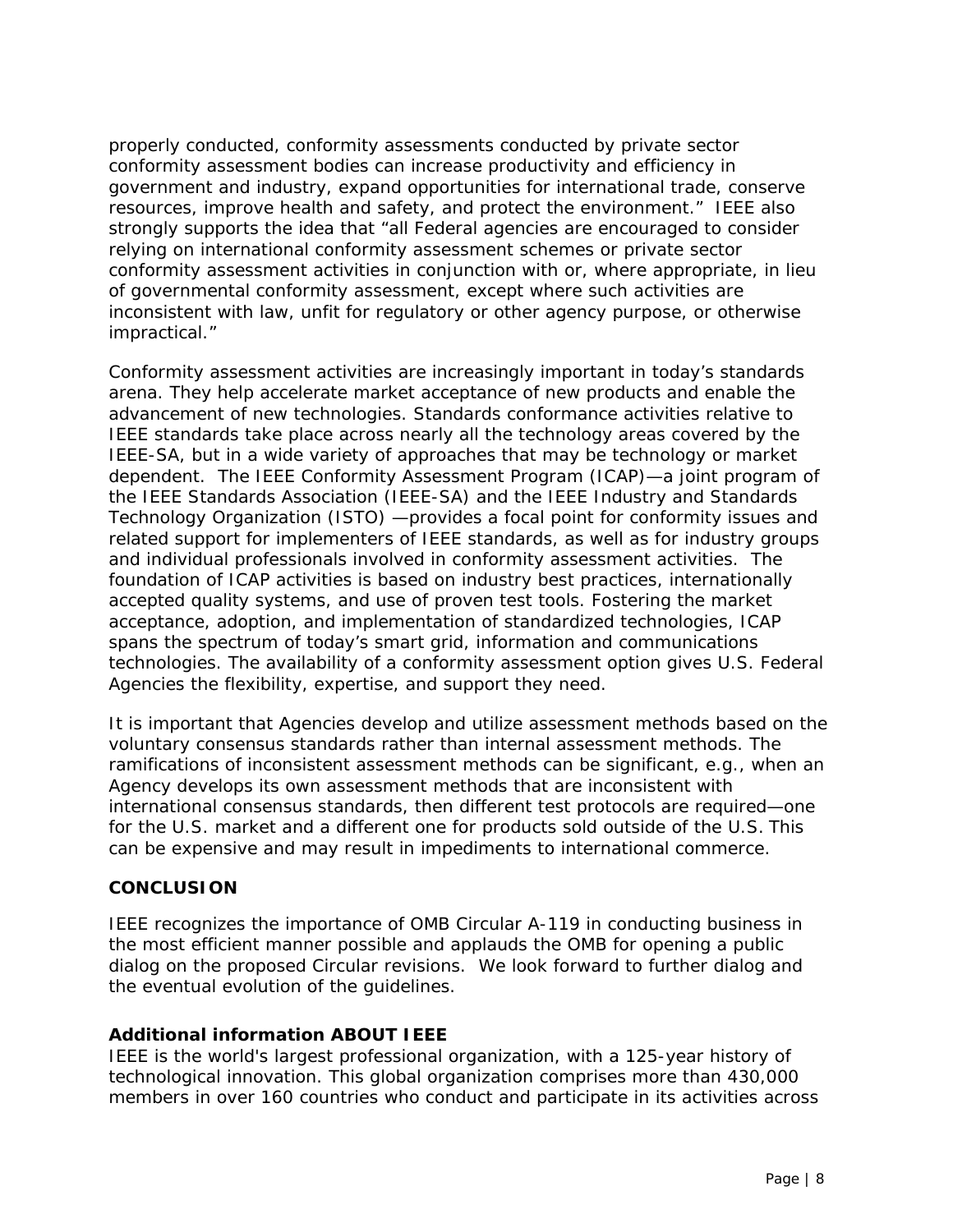properly conducted, conformity assessments conducted by private sector conformity assessment bodies can increase productivity and efficiency in government and industry, expand opportunities for international trade, conserve resources, improve health and safety, and protect the environment." IEEE also strongly supports the idea that "all Federal agencies are encouraged to consider relying on international conformity assessment schemes or private sector conformity assessment activities in conjunction with or, where appropriate, in lieu of governmental conformity assessment, except where such activities are inconsistent with law, unfit for regulatory or other agency purpose, or otherwise impractical."

Conformity assessment activities are increasingly important in today's standards arena. They help accelerate market acceptance of new products and enable the advancement of new technologies. Standards conformance activities relative to IEEE standards take place across nearly all the technology areas covered by the IEEE-SA, but in a wide variety of approaches that may be technology or market dependent. The IEEE Conformity Assessment Program (ICAP)—a joint program of the IEEE Standards Association (IEEE-SA) and the IEEE Industry and Standards Technology Organization (ISTO) —provides a focal point for conformity issues and related support for implementers of IEEE standards, as well as for industry groups and individual professionals involved in conformity assessment activities. The foundation of ICAP activities is based on industry best practices, internationally accepted quality systems, and use of proven test tools. Fostering the market acceptance, adoption, and implementation of standardized technologies, ICAP spans the spectrum of today's smart grid, information and communications technologies. The availability of a conformity assessment option gives U.S. Federal Agencies the flexibility, expertise, and support they need.

It is important that Agencies develop and utilize assessment methods based on the voluntary consensus standards rather than internal assessment methods. The ramifications of inconsistent assessment methods can be significant, e.g., when an Agency develops its own assessment methods that are inconsistent with international consensus standards, then different test protocols are required—one for the U.S. market and a different one for products sold outside of the U.S. This can be expensive and may result in impediments to international commerce.

## CONCLUSION

IEEE recognizes the importance of OMB Circular A-119 in conducting business in the most efficient manner possible and applauds the OMB for opening a public dialog on the proposed Circular revisions. We look forward to further dialog and the eventual evolution of the guidelines.

### Additional information ABOUT IEEE

IEEE is the world's largest professional organization, with a 125-year history of technological innovation. This global organization comprises more than 430,000 members in over 160 countries who conduct and participate in its activities across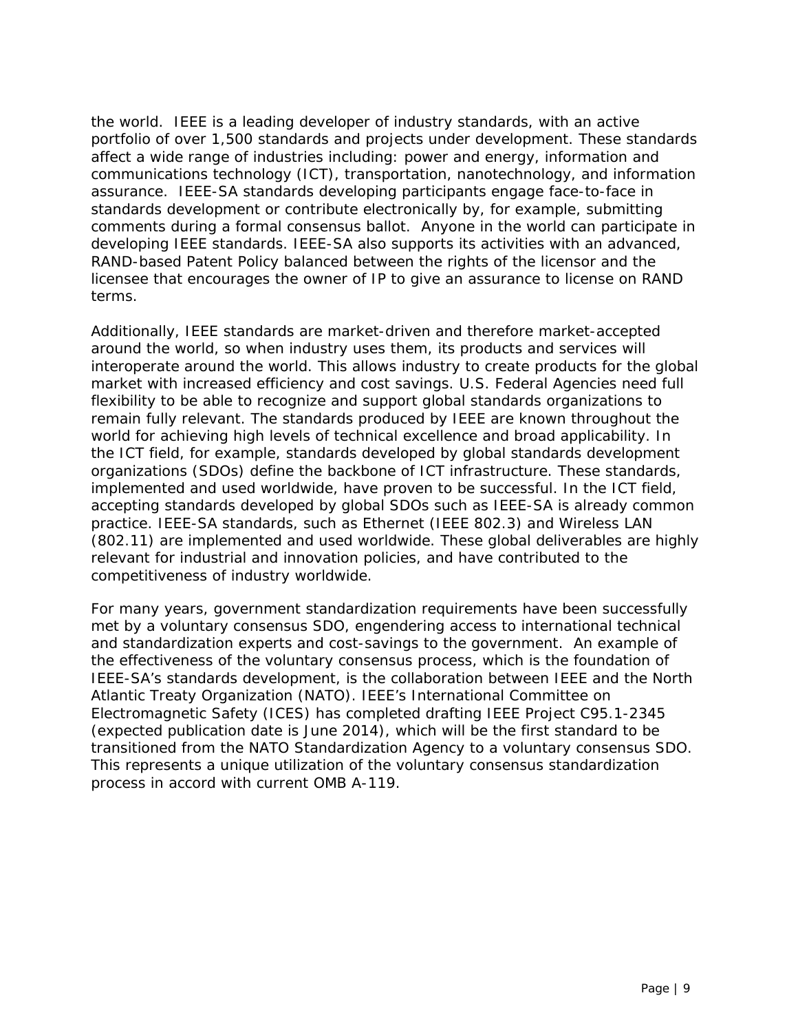the world. IEEE is a leading developer of industry standards, with an active portfolio of over 1,500 standards and projects under development. These standards affect a wide range of industries including: power and energy, information and communications technology (ICT), transportation, nanotechnology, and information assurance. IEEE-SA standards developing participants engage face-to-face in standards development or contribute electronically by, for example, submitting comments during a formal consensus ballot. Anyone in the world can participate in developing IEEE standards. IEEE-SA also supports its activities with an advanced, RAND-based Patent Policy balanced between the rights of the licensor and the licensee that encourages the owner of IP to give an assurance to license on RAND terms.

Additionally, IEEE standards are market-driven and therefore market-accepted around the world, so when industry uses them, its products and services will interoperate around the world. This allows industry to create products for the global market with increased efficiency and cost savings. U.S. Federal Agencies need full flexibility to be able to recognize and support global standards organizations to remain fully relevant. The standards produced by IEEE are known throughout the world for achieving high levels of technical excellence and broad applicability. In the ICT field, for example, standards developed by global standards development organizations (SDOs) define the backbone of ICT infrastructure. These standards, implemented and used worldwide, have proven to be successful. In the ICT field, accepting standards developed by global SDOs such as IEEE-SA is already common practice. IEEE-SA standards, such as Ethernet (IEEE 802.3) and Wireless LAN (802.11) are implemented and used worldwide. These global deliverables are highly relevant for industrial and innovation policies, and have contributed to the competitiveness of industry worldwide.

For many years, government standardization requirements have been successfully met by a voluntary consensus SDO, engendering access to international technical and standardization experts and cost-savings to the government. An example of the effectiveness of the voluntary consensus process, which is the foundation of IEEE-SA's standards development, is the collaboration between IEEE and the North Atlantic Treaty Organization (NATO). IEEE's International Committee on Electromagnetic Safety (ICES) has completed drafting IEEE Project C95.1-2345 (expected publication date is June 2014), which will be the first standard to be transitioned from the NATO Standardization Agency to a voluntary consensus SDO. This represents a unique utilization of the voluntary consensus standardization process in accord with current OMB A-119.